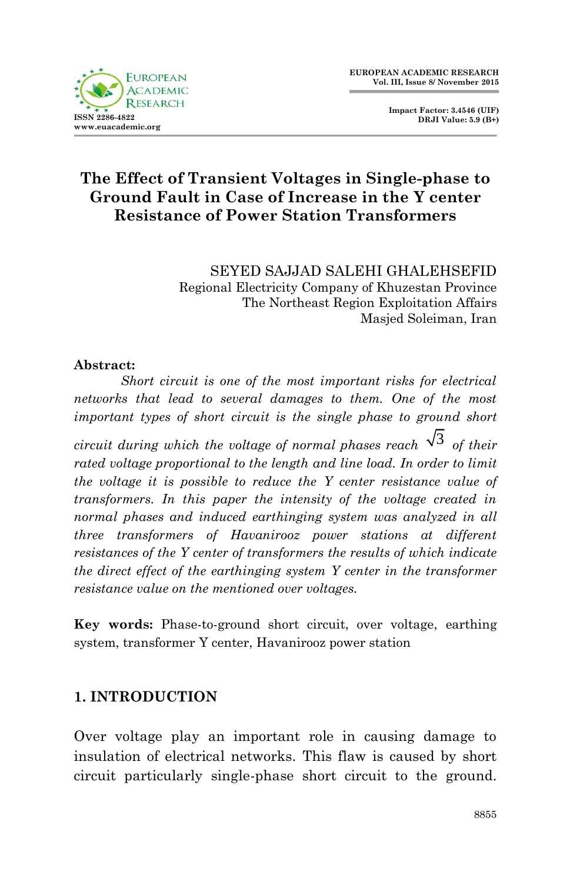# The Effect of Transient Voltages in Single-phase to Ground Fault in Case of Increase in the Y center Resistance of Power Station Transformers

SEYED SAJJAD SALEHI GHALEHSEFID
Regional Electricity Company of Khuzestan Province
The Northeast Region Exploitation Affairs
Masjed Soleiman, Iran

**Abstract:**

*Short circuit is one of the most important risks for electrical networks that lead to several damages to them. One of the most important types of short circuit is the single phase to ground short circuit during which the voltage of normal phases reach* $\sqrt{3}$ *of their rated voltage proportional to the length and line load. In order to limit the voltage it is possible to reduce the Y center resistance value of transformers. In this paper the intensity of the voltage created in normal phases and induced earthinging system was analyzed in all three transformers of Havanirooz power stations at different resistances of the Y center of transformers the results of which indicate the direct effect of the earthinging system Y center in the transformer resistance value on the mentioned over voltages.*

**Key words:** Phase-to-ground short circuit, over voltage, earthing system, transformer Y center, Havanirooz power station

## 1. INTRODUCTION

Over voltage play an important role in causing damage to insulation of electrical networks. This flaw is caused by short circuit particularly single-phase short circuit to the ground.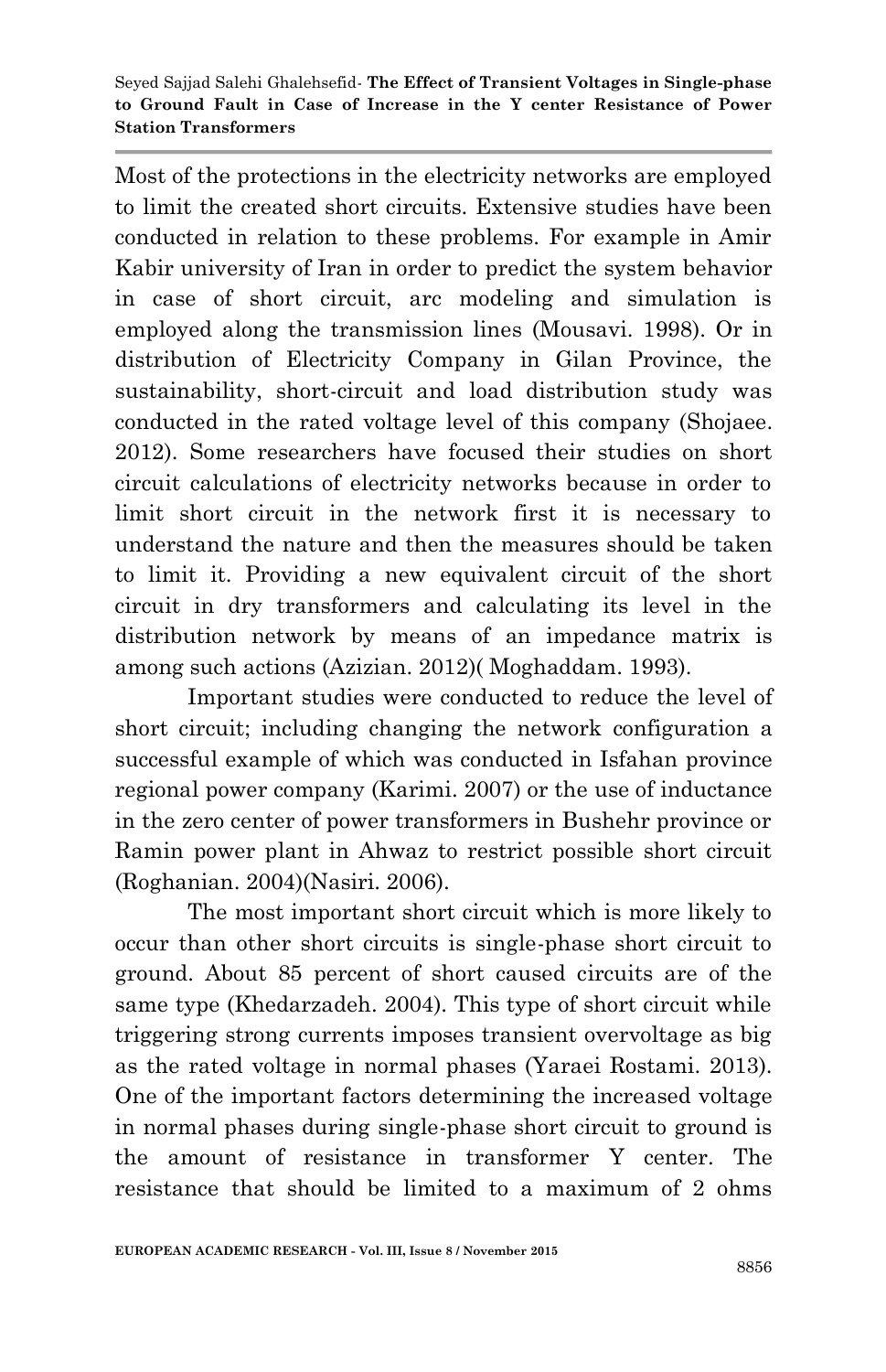Most of the protections in the electricity networks are employed to limit the created short circuits. Extensive studies have been conducted in relation to these problems. For example in Amir Kabir university of Iran in order to predict the system behavior in case of short circuit, arc modeling and simulation is employed along the transmission lines (Mousavi. 1998). Or in distribution of Electricity Company in Gilan Province, the sustainability, short-circuit and load distribution study was conducted in the rated voltage level of this company (Shojaee. 2012). Some researchers have focused their studies on short circuit calculations of electricity networks because in order to limit short circuit in the network first it is necessary to understand the nature and then the measures should be taken to limit it. Providing a new equivalent circuit of the short circuit in dry transformers and calculating its level in the distribution network by means of an impedance matrix is among such actions (Azizian. 2012)( Moghaddam. 1993).

Important studies were conducted to reduce the level of short circuit; including changing the network configuration a successful example of which was conducted in Isfahan province regional power company (Karimi. 2007) or the use of inductance in the zero center of power transformers in Bushehr province or Ramin power plant in Ahwaz to restrict possible short circuit (Roghanian. 2004)(Nasiri. 2006).

The most important short circuit which is more likely to occur than other short circuits is single-phase short circuit to ground. About 85 percent of short caused circuits are of the same type (Khedarzadeh. 2004). This type of short circuit while triggering strong currents imposes transient overvoltage as big as the rated voltage in normal phases (Yaraei Rostami. 2013). One of the important factors determining the increased voltage in normal phases during single-phase short circuit to ground is the amount of resistance in transformer Y center. The resistance that should be limited to a maximum of 2 ohms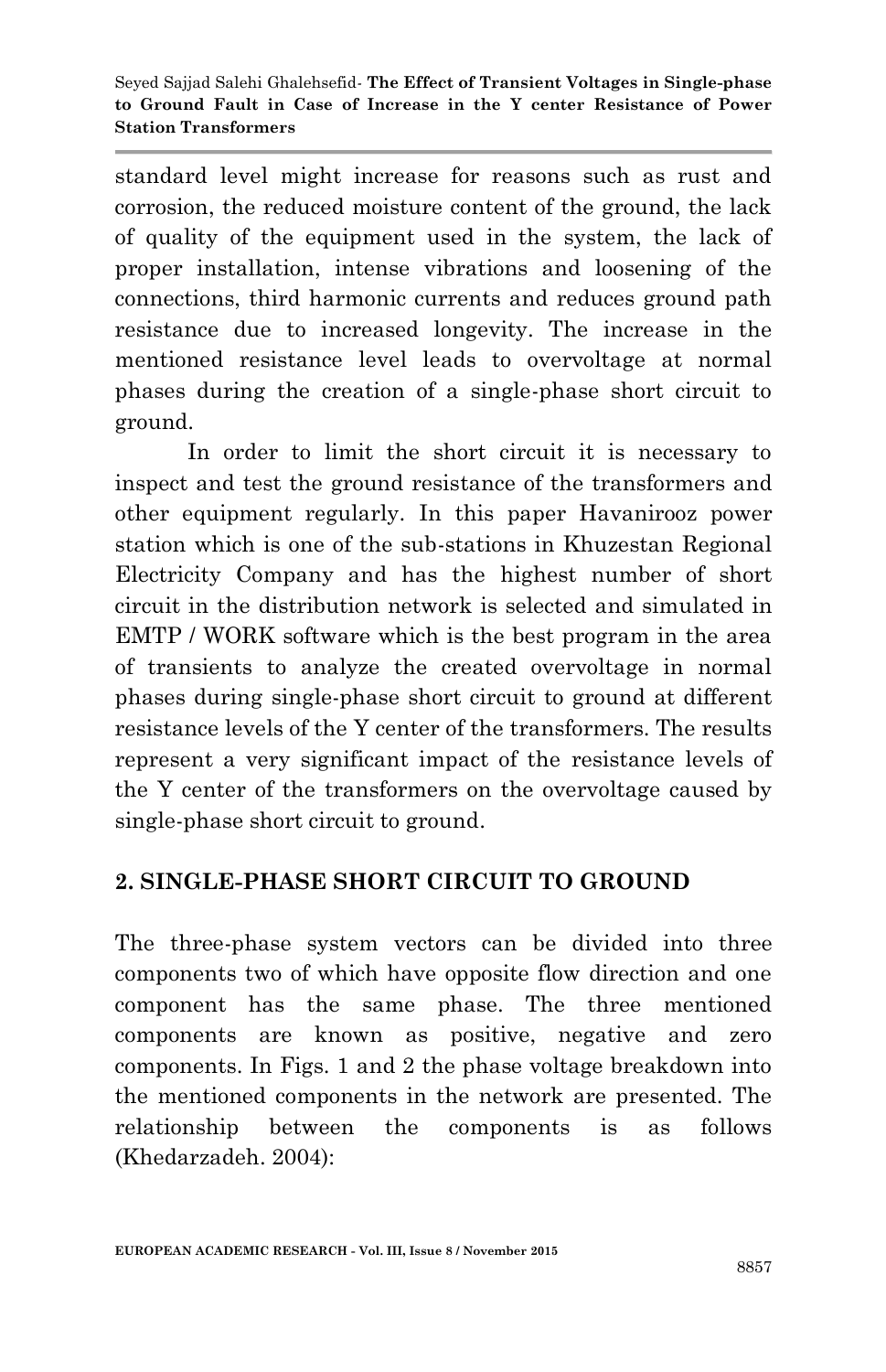standard level might increase for reasons such as rust and corrosion, the reduced moisture content of the ground, the lack of quality of the equipment used in the system, the lack of proper installation, intense vibrations and loosening of the connections, third harmonic currents and reduces ground path resistance due to increased longevity. The increase in the mentioned resistance level leads to overvoltage at normal phases during the creation of a single-phase short circuit to ground.

In order to limit the short circuit it is necessary to inspect and test the ground resistance of the transformers and other equipment regularly. In this paper Havanirooz power station which is one of the sub-stations in Khuzestan Regional Electricity Company and has the highest number of short circuit in the distribution network is selected and simulated in EMTP / WORK software which is the best program in the area of transients to analyze the created overvoltage in normal phases during single-phase short circuit to ground at different resistance levels of the Y center of the transformers. The results represent a very significant impact of the resistance levels of the Y center of the transformers on the overvoltage caused by single-phase short circuit to ground.

## 2. SINGLE-PHASE SHORT CIRCUIT TO GROUND

The three-phase system vectors can be divided into three components two of which have opposite flow direction and one component has the same phase. The three mentioned components are known as positive, negative and zero components. In Figs. 1 and 2 the phase voltage breakdown into the mentioned components in the network are presented. The relationship between the components is as follows (Khedarzadeh. 2004):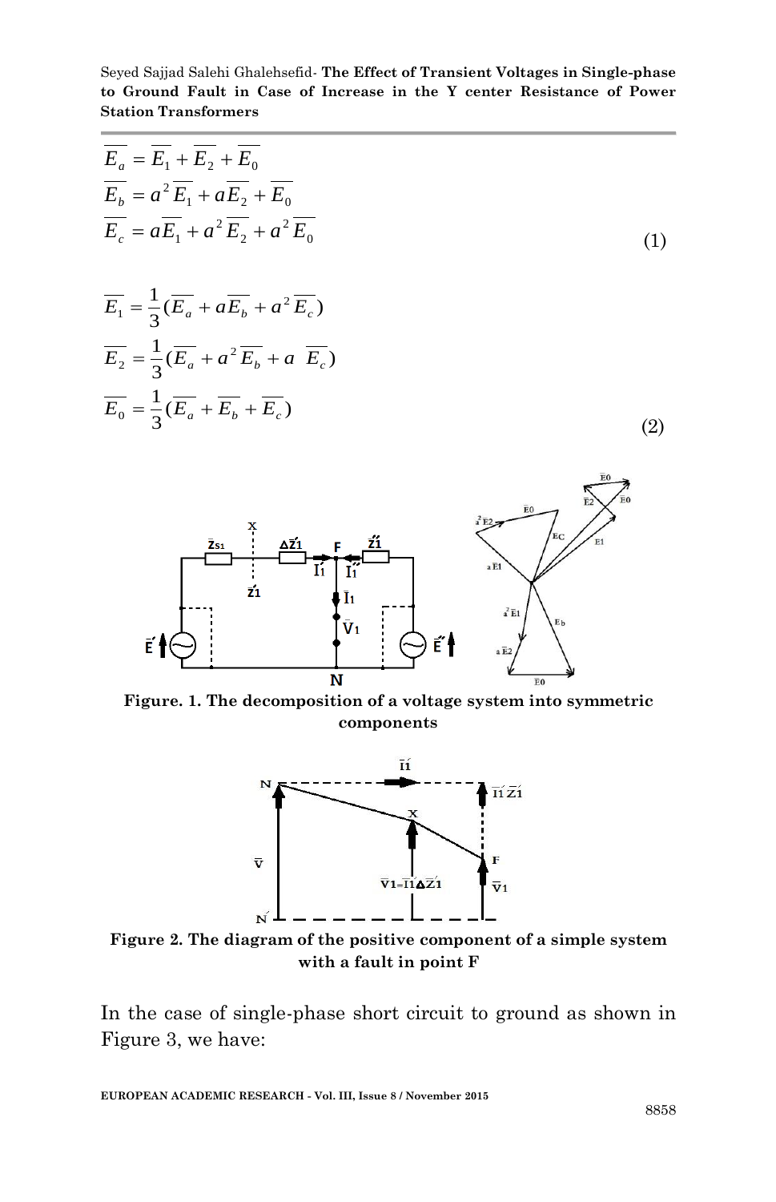$$\overline{E_a} = \overline{E_1} + \overline{E_2} + \overline{E_0}$$
$$\overline{E_b} = a^2\overline{E_1} + a\overline{E_2} + \overline{E_0}$$
$$\overline{E_c} = a\overline{E_1} + a^2\overline{E_2} + a^2\overline{E_0} \tag{1}$$

$$\overline{E_1} = \frac{1}{3}(\overline{E_a} + a\overline{E_b} + a^2\overline{E_c})$$
$$\overline{E_2} = \frac{1}{3}(\overline{E_a} + a^2\overline{E_b} + a\ \overline{E_c})$$
$$\overline{E_0} = \frac{1}{3}(\overline{E_a} + \overline{E_b} + \overline{E_c}) \tag{2}$$

**Figure. 1. The decomposition of a voltage system into symmetric components**

**Figure 2. The diagram of the positive component of a simple system with a fault in point F**

In the case of single-phase short circuit to ground as shown in Figure 3, we have: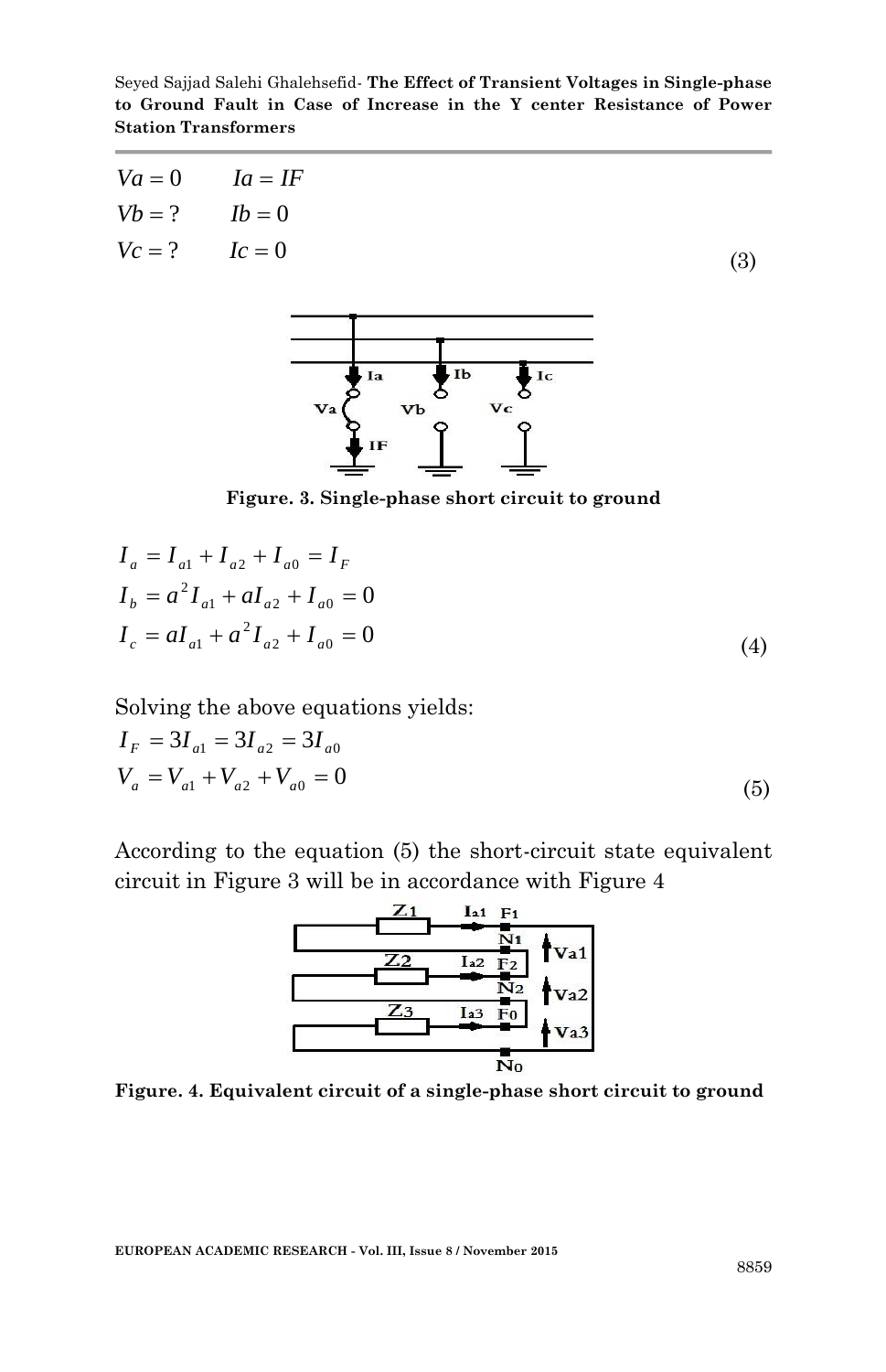$$
\begin{aligned}
Va &= 0 \qquad Ia = IF \\
Vb &= ? \qquad Ib = 0 \\
Vc &= ? \qquad Ic = 0
\end{aligned}
\tag{3}
$$

**Figure. 3. Single-phase short circuit to ground**

$$
\begin{aligned}
I_a &= I_{a1} + I_{a2} + I_{a0} = I_F \\
I_b &= a^2 I_{a1} + a I_{a2} + I_{a0} = 0 \\
I_c &= a I_{a1} + a^2 I_{a2} + I_{a0} = 0
\end{aligned}
\tag{4}
$$

Solving the above equations yields:

$$
\begin{aligned}
I_F &= 3I_{a1} = 3I_{a2} = 3I_{a0} \\
V_a &= V_{a1} + V_{a2} + V_{a0} = 0
\end{aligned}
\tag{5}
$$

According to the equation (5) the short-circuit state equivalent circuit in Figure 3 will be in accordance with Figure 4

**Figure. 4. Equivalent circuit of a single-phase short circuit to ground**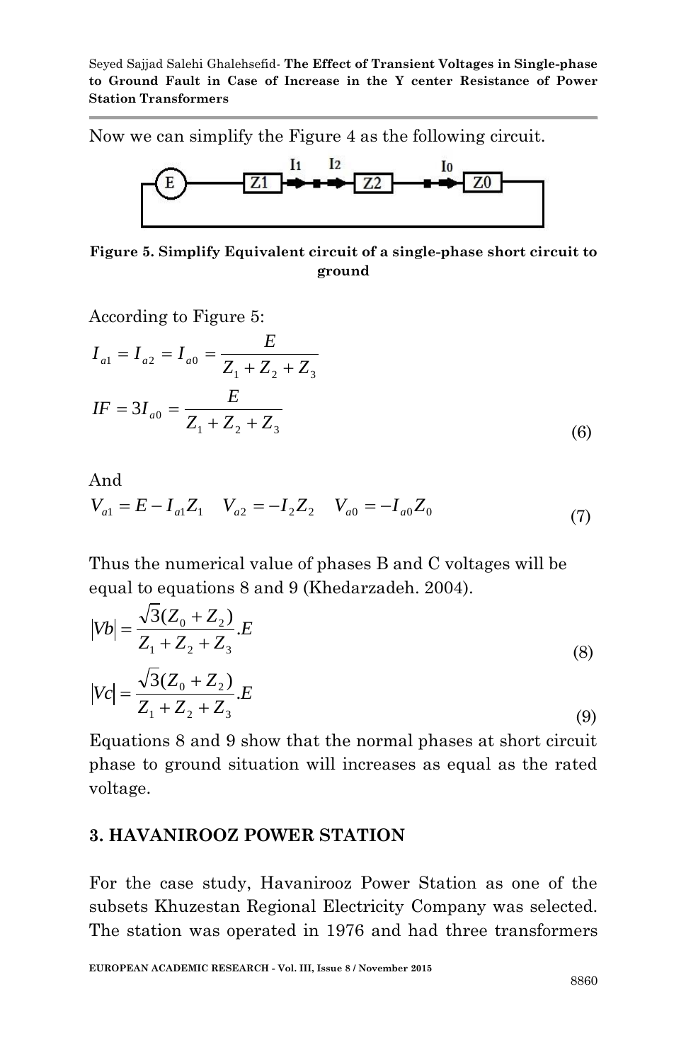Now we can simplify the Figure 4 as the following circuit.

**Figure 5. Simplify Equivalent circuit of a single-phase short circuit to ground**

According to Figure 5:

$$I_{a1} = I_{a2} = I_{a0} = \frac{E}{Z_1 + Z_2 + Z_3}$$

$$IF = 3I_{a0} = \frac{E}{Z_1 + Z_2 + Z_3} \tag{6}$$

And

$$V_{a1} = E - I_{a1}Z_1 \quad V_{a2} = -I_2 Z_2 \quad V_{a0} = -I_{a0}Z_0 \tag{7}$$

Thus the numerical value of phases B and C voltages will be equal to equations 8 and 9 (Khedarzadeh. 2004).

$$|Vb| = \frac{\sqrt{3}(Z_0 + Z_2)}{Z_1 + Z_2 + Z_3}.E \tag{8}$$

$$|Vc| = \frac{\sqrt{3}(Z_0 + Z_2)}{Z_1 + Z_2 + Z_3}.E \tag{9}$$

Equations 8 and 9 show that the normal phases at short circuit phase to ground situation will increases as equal as the rated voltage.

## 3. HAVANIROOZ POWER STATION

For the case study, Havanirooz Power Station as one of the subsets Khuzestan Regional Electricity Company was selected. The station was operated in 1976 and had three transformers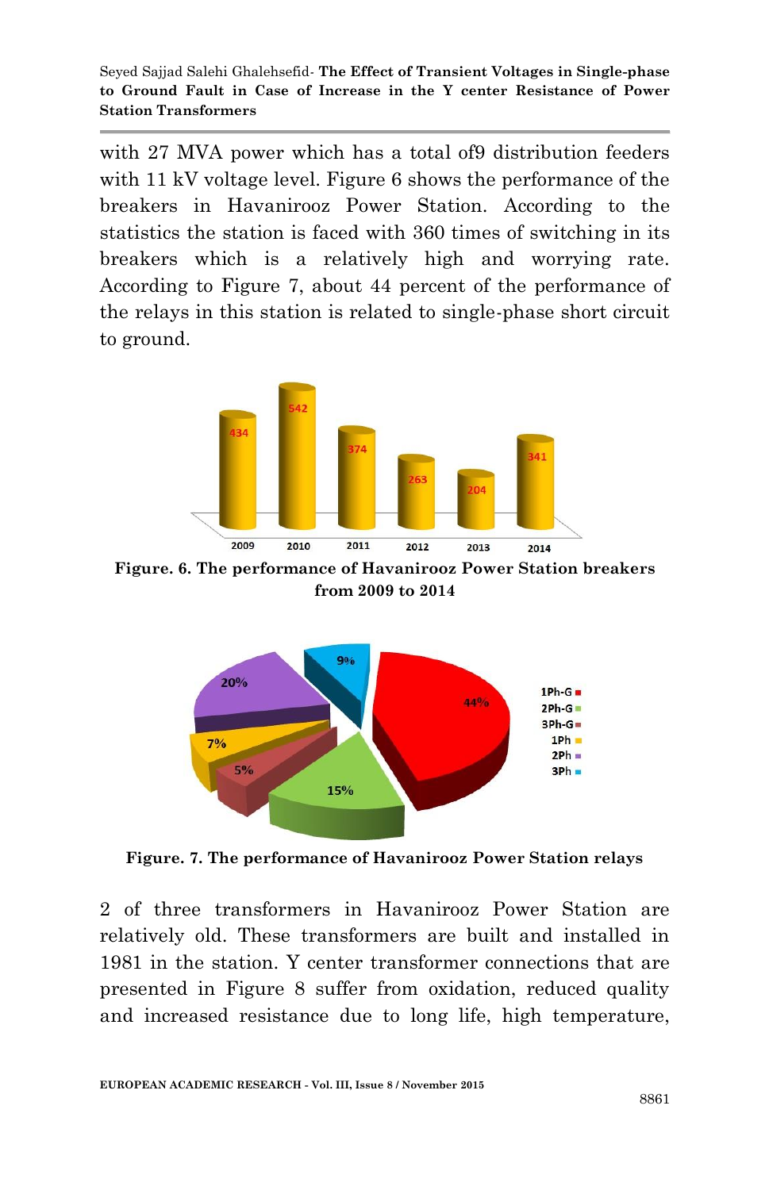with 27 MVA power which has a total of9 distribution feeders with 11 kV voltage level. Figure 6 shows the performance of the breakers in Havanirooz Power Station. According to the statistics the station is faced with 360 times of switching in its breakers which is a relatively high and worrying rate. According to Figure 7, about 44 percent of the performance of the relays in this station is related to single-phase short circuit to ground.

**Figure. 6. The performance of Havanirooz Power Station breakers from 2009 to 2014**

**Figure. 7. The performance of Havanirooz Power Station relays**

2 of three transformers in Havanirooz Power Station are relatively old. These transformers are built and installed in 1981 in the station. Y center transformer connections that are presented in Figure 8 suffer from oxidation, reduced quality and increased resistance due to long life, high temperature,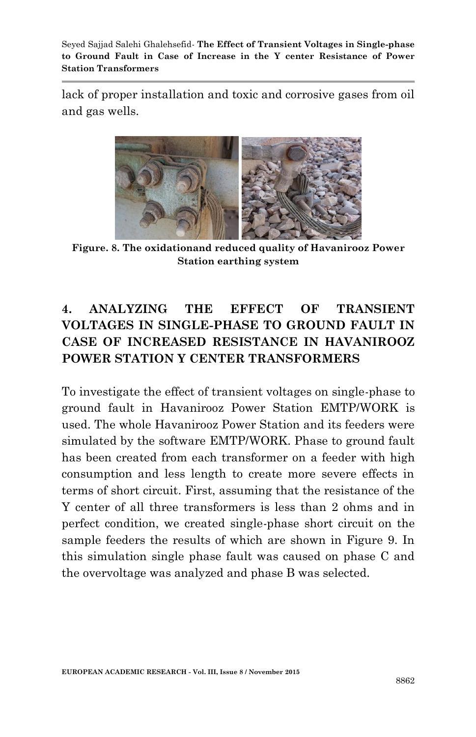lack of proper installation and toxic and corrosive gases from oil and gas wells.

**Figure. 8. The oxidationand reduced quality of Havanirooz Power Station earthing system**

## 4. ANALYZING THE EFFECT OF TRANSIENT VOLTAGES IN SINGLE-PHASE TO GROUND FAULT IN CASE OF INCREASED RESISTANCE IN HAVANIROOZ POWER STATION Y CENTER TRANSFORMERS

To investigate the effect of transient voltages on single-phase to ground fault in Havanirooz Power Station EMTP/WORK is used. The whole Havanirooz Power Station and its feeders were simulated by the software EMTP/WORK. Phase to ground fault has been created from each transformer on a feeder with high consumption and less length to create more severe effects in terms of short circuit. First, assuming that the resistance of the Y center of all three transformers is less than 2 ohms and in perfect condition, we created single-phase short circuit on the sample feeders the results of which are shown in Figure 9. In this simulation single phase fault was caused on phase C and the overvoltage was analyzed and phase B was selected.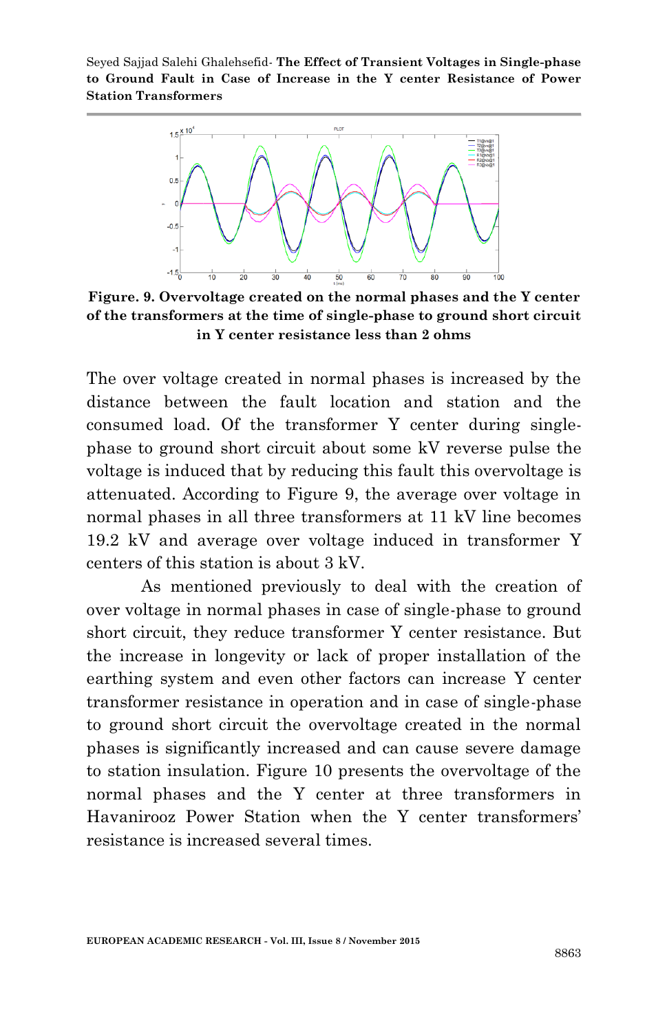**Figure. 9. Overvoltage created on the normal phases and the Y center of the transformers at the time of single-phase to ground short circuit in Y center resistance less than 2 ohms**

The over voltage created in normal phases is increased by the distance between the fault location and station and the consumed load. Of the transformer Y center during single-phase to ground short circuit about some kV reverse pulse the voltage is induced that by reducing this fault this overvoltage is attenuated. According to Figure 9, the average over voltage in normal phases in all three transformers at 11 kV line becomes 19.2 kV and average over voltage induced in transformer Y centers of this station is about 3 kV.

As mentioned previously to deal with the creation of over voltage in normal phases in case of single-phase to ground short circuit, they reduce transformer Y center resistance. But the increase in longevity or lack of proper installation of the earthing system and even other factors can increase Y center transformer resistance in operation and in case of single-phase to ground short circuit the overvoltage created in the normal phases is significantly increased and can cause severe damage to station insulation. Figure 10 presents the overvoltage of the normal phases and the Y center at three transformers in Havanirooz Power Station when the Y center transformers' resistance is increased several times.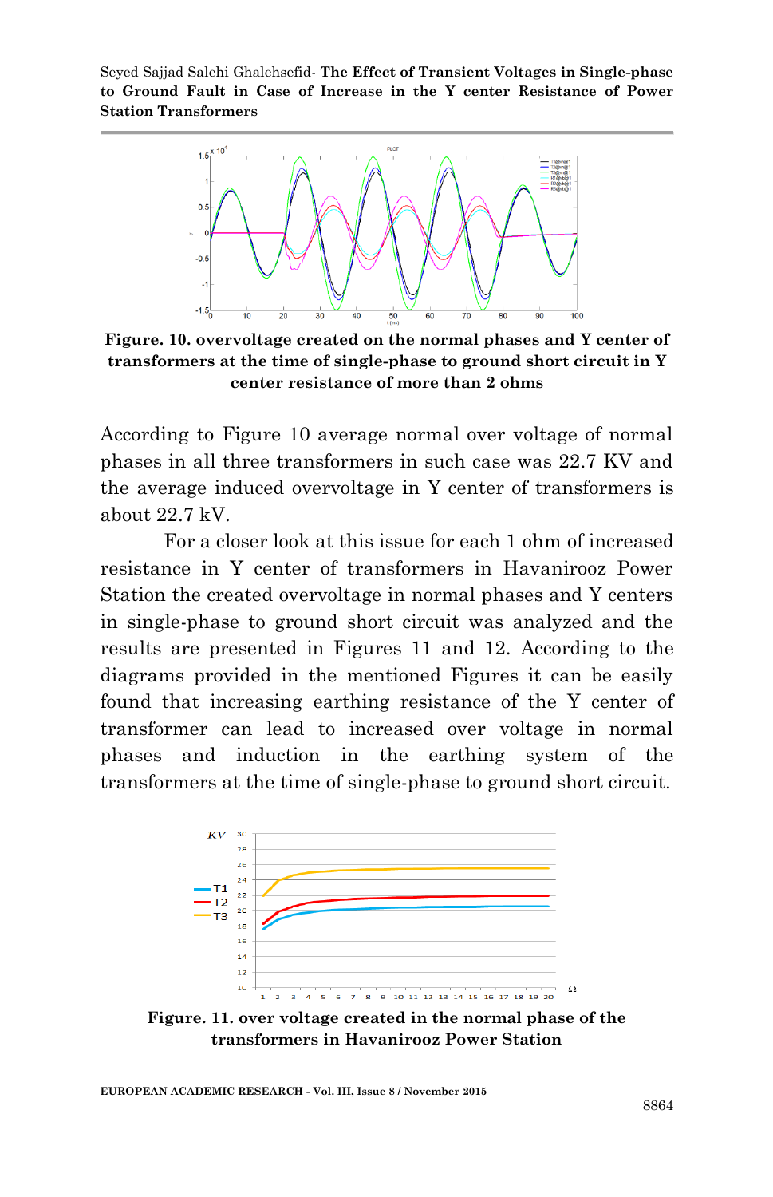Figure. 10. overvoltage created on the normal phases and Y center of transformers at the time of single-phase to ground short circuit in Y center resistance of more than 2 ohms

According to Figure 10 average normal over voltage of normal phases in all three transformers in such case was 22.7 KV and the average induced overvoltage in Y center of transformers is about 22.7 kV.

For a closer look at this issue for each 1 ohm of increased resistance in Y center of transformers in Havanirooz Power Station the created overvoltage in normal phases and Y centers in single-phase to ground short circuit was analyzed and the results are presented in Figures 11 and 12. According to the diagrams provided in the mentioned Figures it can be easily found that increasing earthing resistance of the Y center of transformer can lead to increased over voltage in normal phases and induction in the earthing system of the transformers at the time of single-phase to ground short circuit.

Figure. 11. over voltage created in the normal phase of the transformers in Havanirooz Power Station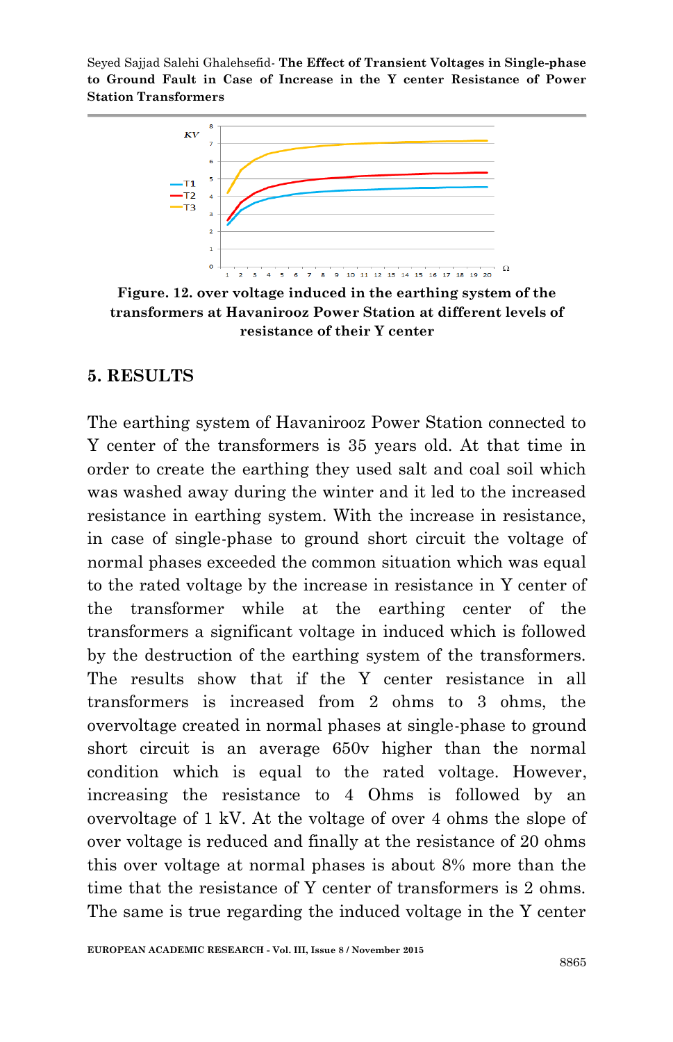**Figure. 12. over voltage induced in the earthing system of the transformers at Havanirooz Power Station at different levels of resistance of their Y center**

## 5. RESULTS

The earthing system of Havanirooz Power Station connected to Y center of the transformers is 35 years old. At that time in order to create the earthing they used salt and coal soil which was washed away during the winter and it led to the increased resistance in earthing system. With the increase in resistance, in case of single-phase to ground short circuit the voltage of normal phases exceeded the common situation which was equal to the rated voltage by the increase in resistance in Y center of the transformer while at the earthing center of the transformers a significant voltage in induced which is followed by the destruction of the earthing system of the transformers. The results show that if the Y center resistance in all transformers is increased from 2 ohms to 3 ohms, the overvoltage created in normal phases at single-phase to ground short circuit is an average 650v higher than the normal condition which is equal to the rated voltage. However, increasing the resistance to 4 Ohms is followed by an overvoltage of 1 kV. At the voltage of over 4 ohms the slope of over voltage is reduced and finally at the resistance of 20 ohms this over voltage at normal phases is about 8% more than the time that the resistance of Y center of transformers is 2 ohms. The same is true regarding the induced voltage in the Y center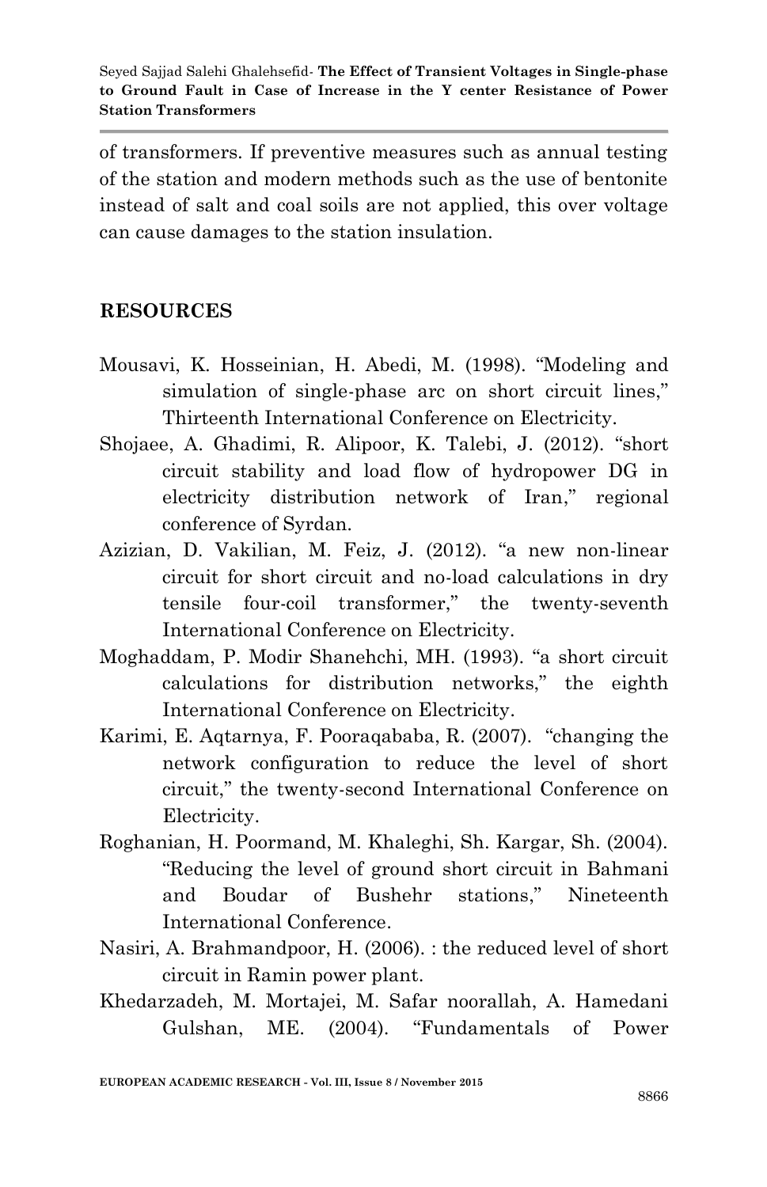of transformers. If preventive measures such as annual testing of the station and modern methods such as the use of bentonite instead of salt and coal soils are not applied, this over voltage can cause damages to the station insulation.

## RESOURCES

Mousavi, K. Hosseinian, H. Abedi, M. (1998). "Modeling and simulation of single-phase arc on short circuit lines," Thirteenth International Conference on Electricity.

Shojaee, A. Ghadimi, R. Alipoor, K. Talebi, J. (2012). "short circuit stability and load flow of hydropower DG in electricity distribution network of Iran," regional conference of Syrdan.

Azizian, D. Vakilian, M. Feiz, J. (2012). "a new non-linear circuit for short circuit and no-load calculations in dry tensile four-coil transformer," the twenty-seventh International Conference on Electricity.

Moghaddam, P. Modir Shanehchi, MH. (1993). "a short circuit calculations for distribution networks," the eighth International Conference on Electricity.

Karimi, E. Aqtarnya, F. Pooraqababa, R. (2007). "changing the network configuration to reduce the level of short circuit," the twenty-second International Conference on Electricity.

Roghanian, H. Poormand, M. Khaleghi, Sh. Kargar, Sh. (2004). "Reducing the level of ground short circuit in Bahmani and Boudar of Bushehr stations," Nineteenth International Conference.

Nasiri, A. Brahmandpoor, H. (2006). : the reduced level of short circuit in Ramin power plant.

Khedarzadeh, M. Mortajei, M. Safar noorallah, A. Hamedani Gulshan, ME. (2004). "Fundamentals of Power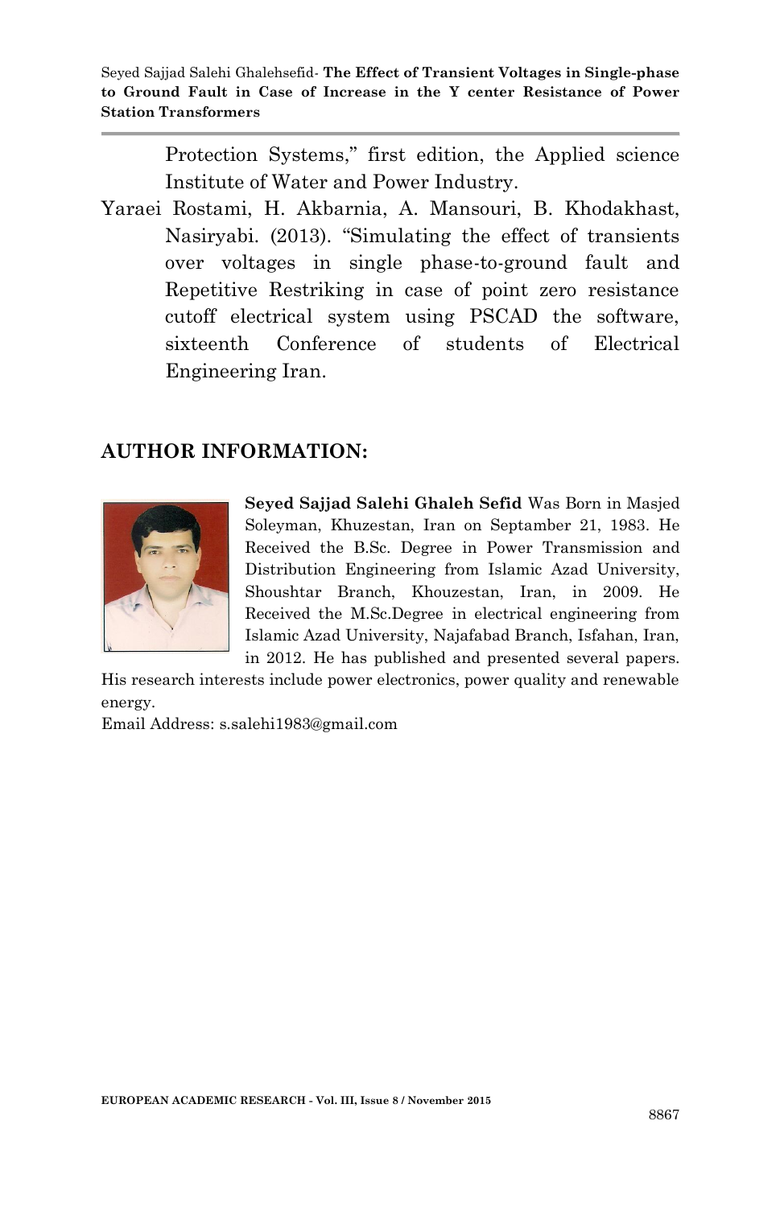Protection Systems," first edition, the Applied science Institute of Water and Power Industry.

Yaraei Rostami, H. Akbarnia, A. Mansouri, B. Khodakhast, Nasiryabi. (2013). "Simulating the effect of transients over voltages in single phase-to-ground fault and Repetitive Restriking in case of point zero resistance cutoff electrical system using PSCAD the software, sixteenth Conference of students of Electrical Engineering Iran.

## AUTHOR INFORMATION:

**Seyed Sajjad Salehi Ghaleh Sefid** Was Born in Masjed Soleyman, Khuzestan, Iran on Septamber 21, 1983. He Received the B.Sc. Degree in Power Transmission and Distribution Engineering from Islamic Azad University, Shoushtar Branch, Khouzestan, Iran, in 2009. He Received the M.Sc.Degree in electrical engineering from Islamic Azad University, Najafabad Branch, Isfahan, Iran, in 2012. He has published and presented several papers. His research interests include power electronics, power quality and renewable energy.

Email Address: s.salehi1983@gmail.com